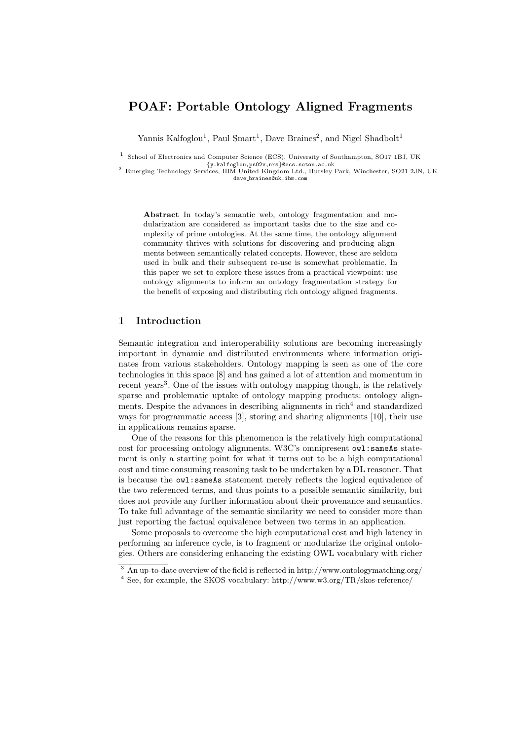# POAF: Portable Ontology Aligned Fragments

Yannis Kalfoglou[1], Paul Smart[1], Dave Braines[2], and Nigel Shadbolt[1]

[1] School of Electronics and Computer Science (ECS), University of Southampton, SO17 1BJ, UK
{y.kalfoglou,ps02v,nrs}@ecs.soton.ac.uk

[2] Emerging Technology Services, IBM United Kingdom Ltd., Hursley Park, Winchester, SO21 2JN, UK
dave_braines@uk.ibm.com

**Abstract** In today's semantic web, ontology fragmentation and modularization are considered as important tasks due to the size and complexity of prime ontologies. At the same time, the ontology alignment community thrives with solutions for discovering and producing alignments between semantically related concepts. However, these are seldom used in bulk and their subsequent re-use is somewhat problematic. In this paper we set to explore these issues from a practical viewpoint: use ontology alignments to inform an ontology fragmentation strategy for the benefit of exposing and distributing rich ontology aligned fragments.

## 1 Introduction

Semantic integration and interoperability solutions are becoming increasingly important in dynamic and distributed environments where information originates from various stakeholders. Ontology mapping is seen as one of the core technologies in this space [8] and has gained a lot of attention and momentum in recent years[3]. One of the issues with ontology mapping though, is the relatively sparse and problematic uptake of ontology mapping products: ontology alignments. Despite the advances in describing alignments in rich[4] and standardized ways for programmatic access [3], storing and sharing alignments [10], their use in applications remains sparse.

One of the reasons for this phenomenon is the relatively high computational cost for processing ontology alignments. W3C's omnipresent `owl:sameAs` statement is only a starting point for what it turns out to be a high computational cost and time consuming reasoning task to be undertaken by a DL reasoner. That is because the `owl:sameAs` statement merely reflects the logical equivalence of the two referenced terms, and thus points to a possible semantic similarity, but does not provide any further information about their provenance and semantics. To take full advantage of the semantic similarity we need to consider more than just reporting the factual equivalence between two terms in an application.

Some proposals to overcome the high computational cost and high latency in performing an inference cycle, is to fragment or modularize the original ontologies. Others are considering enhancing the existing OWL vocabulary with richer

[3] An up-to-date overview of the field is reflected in http://www.ontologymatching.org/

[4] See, for example, the SKOS vocabulary: http://www.w3.org/TR/skos-reference/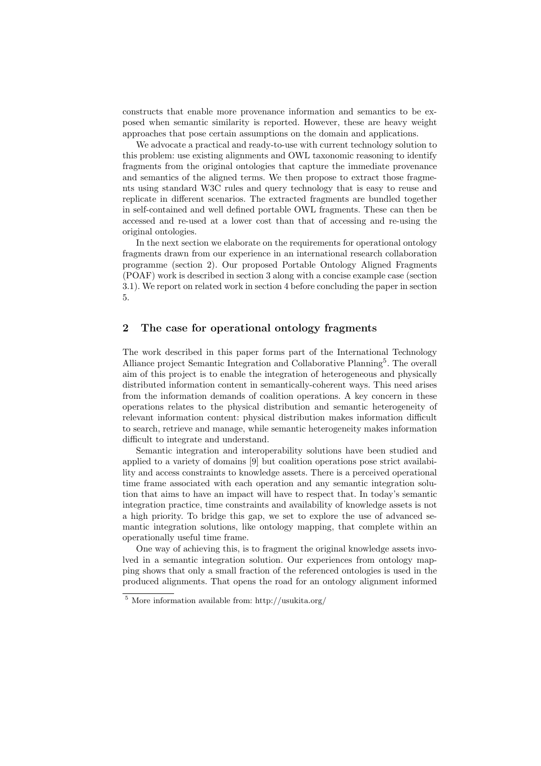constructs that enable more provenance information and semantics to be exposed when semantic similarity is reported. However, these are heavy weight approaches that pose certain assumptions on the domain and applications.

We advocate a practical and ready-to-use with current technology solution to this problem: use existing alignments and OWL taxonomic reasoning to identify fragments from the original ontologies that capture the immediate provenance and semantics of the aligned terms. We then propose to extract those fragments using standard W3C rules and query technology that is easy to reuse and replicate in different scenarios. The extracted fragments are bundled together in self-contained and well defined portable OWL fragments. These can then be accessed and re-used at a lower cost than that of accessing and re-using the original ontologies.

In the next section we elaborate on the requirements for operational ontology fragments drawn from our experience in an international research collaboration programme (section 2). Our proposed Portable Ontology Aligned Fragments (POAF) work is described in section 3 along with a concise example case (section 3.1). We report on related work in section 4 before concluding the paper in section 5.

## 2 The case for operational ontology fragments

The work described in this paper forms part of the International Technology Alliance project Semantic Integration and Collaborative Planning[5]. The overall aim of this project is to enable the integration of heterogeneous and physically distributed information content in semantically-coherent ways. This need arises from the information demands of coalition operations. A key concern in these operations relates to the physical distribution and semantic heterogeneity of relevant information content: physical distribution makes information difficult to search, retrieve and manage, while semantic heterogeneity makes information difficult to integrate and understand.

Semantic integration and interoperability solutions have been studied and applied to a variety of domains [9] but coalition operations pose strict availability and access constraints to knowledge assets. There is a perceived operational time frame associated with each operation and any semantic integration solution that aims to have an impact will have to respect that. In today's semantic integration practice, time constraints and availability of knowledge assets is not a high priority. To bridge this gap, we set to explore the use of advanced semantic integration solutions, like ontology mapping, that complete within an operationally useful time frame.

One way of achieving this, is to fragment the original knowledge assets involved in a semantic integration solution. Our experiences from ontology mapping shows that only a small fraction of the referenced ontologies is used in the produced alignments. That opens the road for an ontology alignment informed

[5] More information available from: http://usukita.org/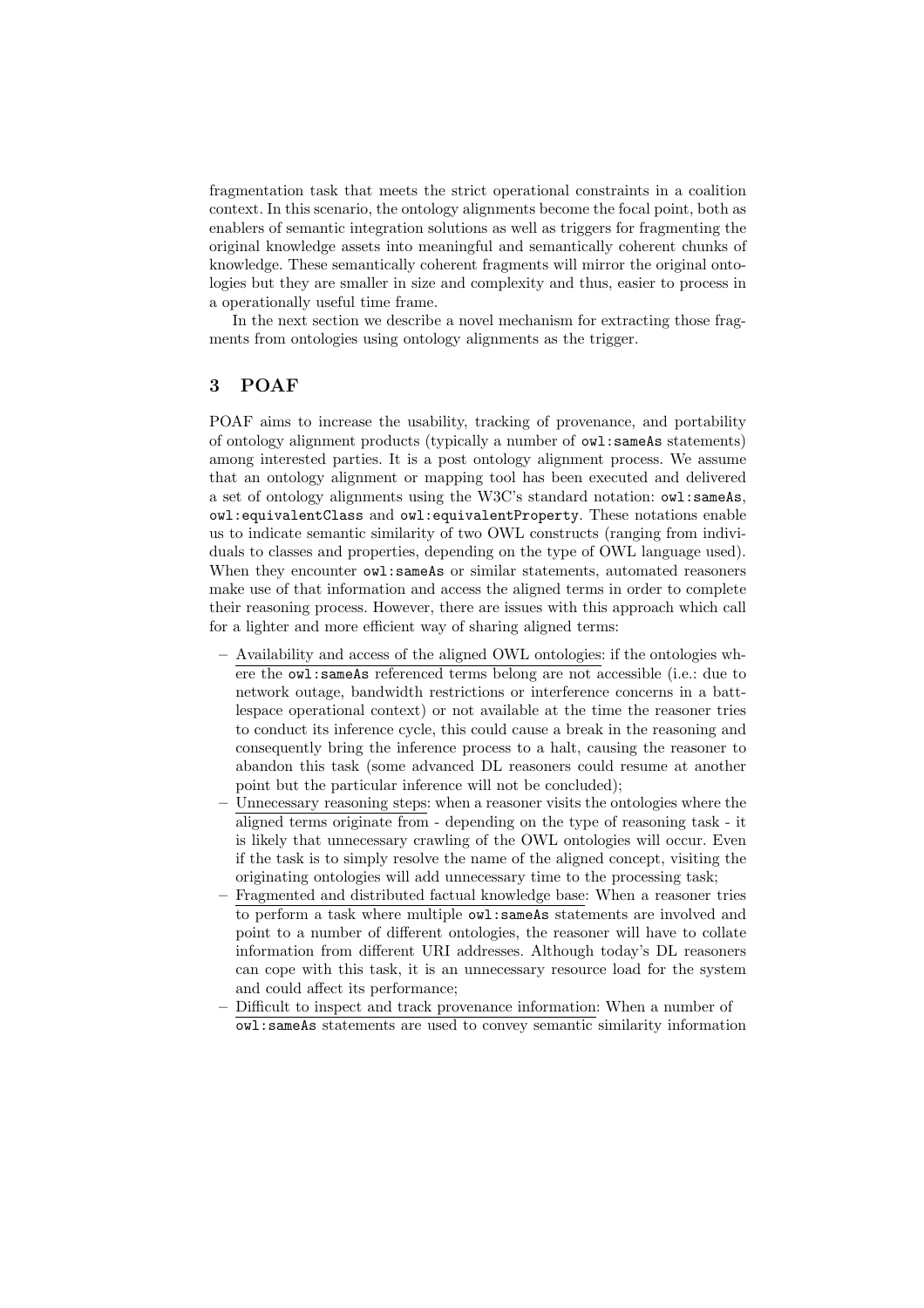fragmentation task that meets the strict operational constraints in a coalition context. In this scenario, the ontology alignments become the focal point, both as enablers of semantic integration solutions as well as triggers for fragmenting the original knowledge assets into meaningful and semantically coherent chunks of knowledge. These semantically coherent fragments will mirror the original ontologies but they are smaller in size and complexity and thus, easier to process in a operationally useful time frame.

In the next section we describe a novel mechanism for extracting those fragments from ontologies using ontology alignments as the trigger.

## 3 POAF

POAF aims to increase the usability, tracking of provenance, and portability of ontology alignment products (typically a number of `owl:sameAs` statements) among interested parties. It is a post ontology alignment process. We assume that an ontology alignment or mapping tool has been executed and delivered a set of ontology alignments using the W3C's standard notation: `owl:sameAs`, `owl:equivalentClass` and `owl:equivalentProperty`. These notations enable us to indicate semantic similarity of two OWL constructs (ranging from individuals to classes and properties, depending on the type of OWL language used). When they encounter `owl:sameAs` or similar statements, automated reasoners make use of that information and access the aligned terms in order to complete their reasoning process. However, there are issues with this approach which call for a lighter and more efficient way of sharing aligned terms:

- Availability and access of the aligned OWL ontologies: if the ontologies where the `owl:sameAs` referenced terms belong are not accessible (i.e.: due to network outage, bandwidth restrictions or interference concerns in a battlespace operational context) or not available at the time the reasoner tries to conduct its inference cycle, this could cause a break in the reasoning and consequently bring the inference process to a halt, causing the reasoner to abandon this task (some advanced DL reasoners could resume at another point but the particular inference will not be concluded);
- Unnecessary reasoning steps: when a reasoner visits the ontologies where the aligned terms originate from - depending on the type of reasoning task - it is likely that unnecessary crawling of the OWL ontologies will occur. Even if the task is to simply resolve the name of the aligned concept, visiting the originating ontologies will add unnecessary time to the processing task;
- Fragmented and distributed factual knowledge base: When a reasoner tries to perform a task where multiple `owl:sameAs` statements are involved and point to a number of different ontologies, the reasoner will have to collate information from different URI addresses. Although today's DL reasoners can cope with this task, it is an unnecessary resource load for the system and could affect its performance;
- Difficult to inspect and track provenance information: When a number of `owl:sameAs` statements are used to convey semantic similarity information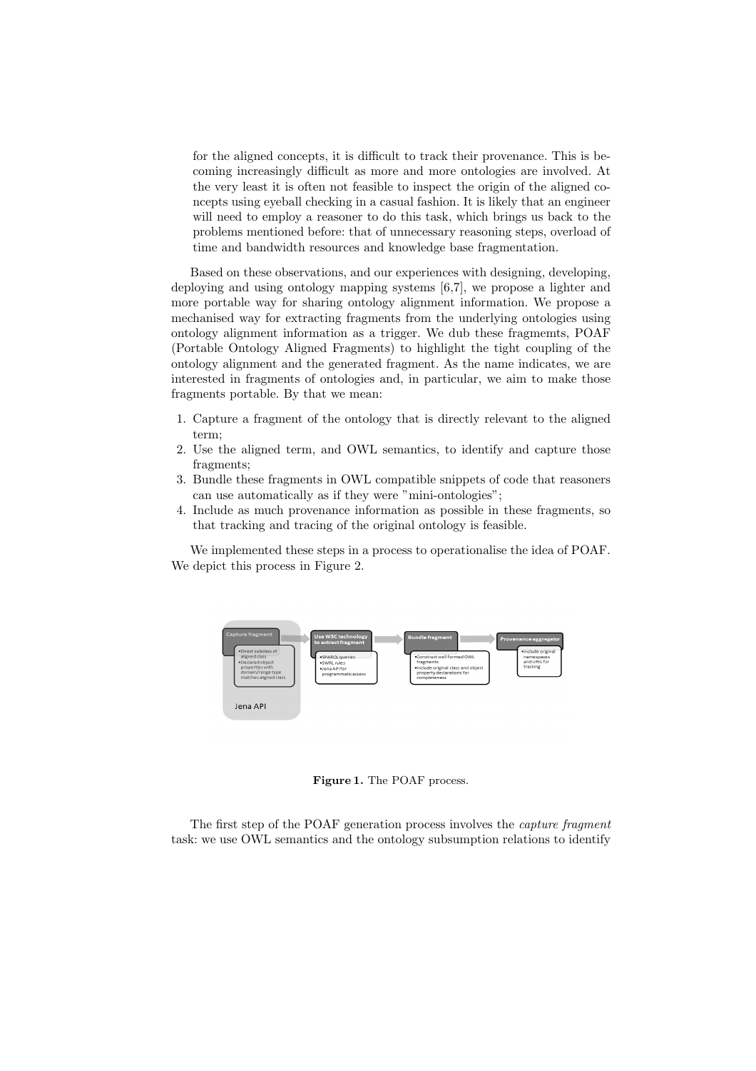for the aligned concepts, it is difficult to track their provenance. This is becoming increasingly difficult as more and more ontologies are involved. At the very least it is often not feasible to inspect the origin of the aligned concepts using eyeball checking in a casual fashion. It is likely that an engineer will need to employ a reasoner to do this task, which brings us back to the problems mentioned before: that of unnecessary reasoning steps, overload of time and bandwidth resources and knowledge base fragmentation.

Based on these observations, and our experiences with designing, developing, deploying and using ontology mapping systems [6,7], we propose a lighter and more portable way for sharing ontology alignment information. We propose a mechanised way for extracting fragments from the underlying ontologies using ontology alignment information as a trigger. We dub these fragments, POAF (Portable Ontology Aligned Fragments) to highlight the tight coupling of the ontology alignment and the generated fragment. As the name indicates, we are interested in fragments of ontologies and, in particular, we aim to make those fragments portable. By that we mean:

1. Capture a fragment of the ontology that is directly relevant to the aligned term;
2. Use the aligned term, and OWL semantics, to identify and capture those fragments;
3. Bundle these fragments in OWL compatible snippets of code that reasoners can use automatically as if they were "mini-ontologies";
4. Include as much provenance information as possible in these fragments, so that tracking and tracing of the original ontology is feasible.

We implemented these steps in a process to operationalise the idea of POAF. We depict this process in Figure 2.

Capture fragment
- Direct subclass of aligned class
- Declared object properties with domain/range type matches aligned class

Jena API

Use W3C technology to extract fragment
- SPARQL queries
- SWRL rules
- Jena API for programmatic access

Bundle fragment
- Construct well formed OWL fragments
- Include original class and object property declarations for completeness

Provenance aggregator
- Include original namespaces and URIs for tracking

**Figure 1.** The POAF process.

The first step of the POAF generation process involves the *capture fragment* task: we use OWL semantics and the ontology subsumption relations to identify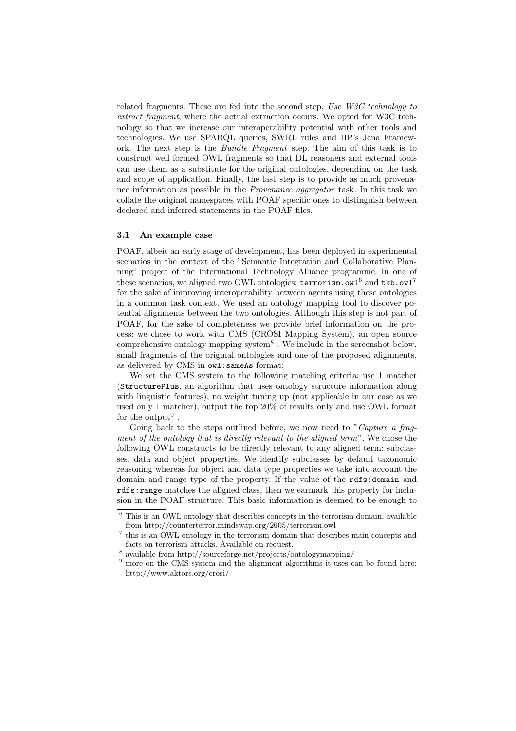related fragments. These are fed into the second step, *Use W3C technology to extract fragment*, where the actual extraction occurs. We opted for W3C technology so that we increase our interoperability potential with other tools and technologies. We use SPARQL queries, SWRL rules and HP's Jena Framework. The next step is the *Bundle Fragment* step. The aim of this task is to construct well formed OWL fragments so that DL reasoners and external tools can use them as a substitute for the original ontologies, depending on the task and scope of application. Finally, the last step is to provide as much provenance information as possible in the *Provenance aggregator* task. In this task we collate the original namespaces with POAF specific ones to distinguish between declared and inferred statements in the POAF files.

### 3.1 An example case

POAF, albeit an early stage of development, has been deployed in experimental scenarios in the context of the "Semantic Integration and Collaborative Planning" project of the International Technology Alliance programme. In one of these scenarios, we aligned two OWL ontologies: `terrorism.owl`[6] and `tkb.owl`[7] for the sake of improving interoperability between agents using these ontologies in a common task context. We used an ontology mapping tool to discover potential alignments between the two ontologies. Although this step is not part of POAF, for the sake of completeness we provide brief information on the process: we chose to work with CMS (CROSI Mapping System), an open source comprehensive ontology mapping system[8] . We include in the screenshot below, small fragments of the original ontologies and one of the proposed alignments, as delivered by CMS in `owl:sameAs` format:

We set the CMS system to the following matching criteria: use 1 matcher (`StructurePlus`, an algorithm that uses ontology structure information along with linguistic features), no weight tuning up (not applicable in our case as we used only 1 matcher), output the top 20% of results only and use OWL format for the output[9] .

Going back to the steps outlined before, we now need to "*Capture a fragment of the ontology that is directly relevant to the aligned term*". We chose the following OWL constructs to be directly relevant to any aligned term: subclasses, data and object properties. We identify subclasses by default taxonomic reasoning whereas for object and data type properties we take into account the domain and range type of the property. If the value of the `rdfs:domain` and `rdfs:range` matches the aligned class, then we earmark this property for inclusion in the POAF structure. This basic information is deemed to be enough to

---

[6] This is an OWL ontology that describes concepts in the terrorism domain, available from http://counterterror.mindswap.org/2005/terrorism.owl

[7] this is an OWL ontology in the terrorism domain that describes main concepts and facts on terrorism attacks. Available on request.

[8] available from http://sourceforge.net/projects/ontologymapping/

[9] more on the CMS system and the alignment algorithms it uses can be found here: http://www.aktors.org/crosi/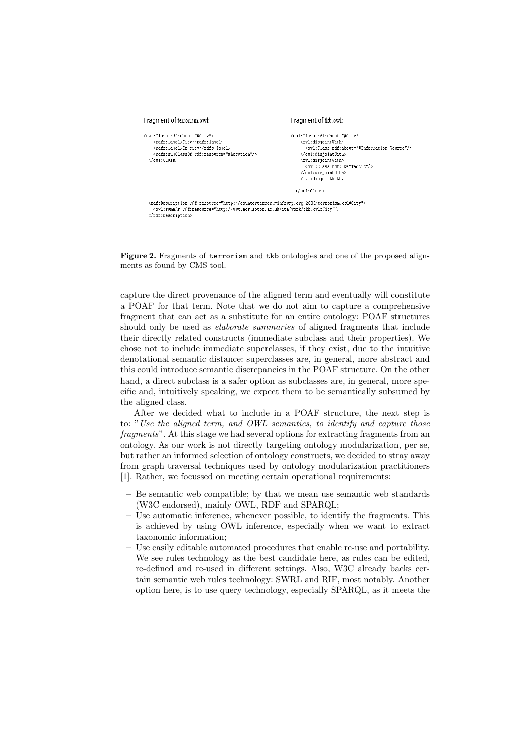Fragment of terrorism.owl:

```
<owl:Class rdf:about="#City">
   <rdfs:label>City</rdfs:label>
   <rdfs:label>In city</rdfs:label>
   <rdfs:subClassOf rdf:resource="#Location"/>
</owl:Class>
```

Fragment of tkb.owl:

```
<owl:Class rdf:about="#City">
   <owl:disjointWith>
      <owl:Class rdf:about="#Information_Source"/>
   </owl:disjointWith>
   <owl:disjointWith>
      <owl:Class rdf:ID="Tactic"/>
   </owl:disjointWith>
   <owl:disjointWith>
..
</owl:Class>
```

```
<rdf:Description rdf:resource="http://counterterror.mindswap.org/2005/terrorism.owl#City">
   <owl:sameAs rdf:resource="http://www.ecs.soton.ac.uk/its/work/tkb.owl#City"/>
</rdf:Description>
```

**Figure 2.** Fragments of `terrorism` and `tkb` ontologies and one of the proposed alignments as found by CMS tool.

capture the direct provenance of the aligned term and eventually will constitute a POAF for that term. Note that we do not aim to capture a comprehensive fragment that can act as a substitute for an entire ontology: POAF structures should only be used as *elaborate summaries* of aligned fragments that include their directly related constructs (immediate subclass and their properties). We chose not to include immediate superclasses, if they exist, due to the intuitive denotational semantic distance: superclasses are, in general, more abstract and this could introduce semantic discrepancies in the POAF structure. On the other hand, a direct subclass is a safer option as subclasses are, in general, more specific and, intuitively speaking, we expect them to be semantically subsumed by the aligned class.

After we decided what to include in a POAF structure, the next step is to: "*Use the aligned term, and OWL semantics, to identify and capture those fragments*". At this stage we had several options for extracting fragments from an ontology. As our work is not directly targeting ontology modularization, per se, but rather an informed selection of ontology constructs, we decided to stray away from graph traversal techniques used by ontology modularization practitioners [1]. Rather, we focussed on meeting certain operational requirements:

- Be semantic web compatible; by that we mean use semantic web standards (W3C endorsed), mainly OWL, RDF and SPARQL;
- Use automatic inference, whenever possible, to identify the fragments. This is achieved by using OWL inference, especially when we want to extract taxonomic information;
- Use easily editable automated procedures that enable re-use and portability. We see rules technology as the best candidate here, as rules can be edited, re-defined and re-used in different settings. Also, W3C already backs certain semantic web rules technology: SWRL and RIF, most notably. Another option here, is to use query technology, especially SPARQL, as it meets the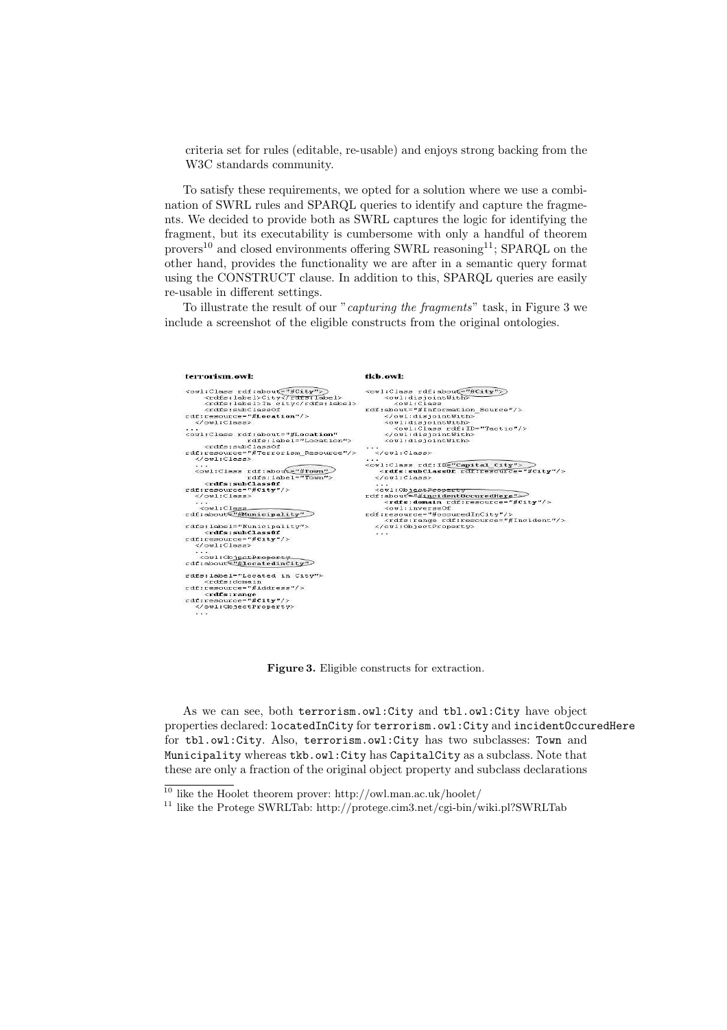criteria set for rules (editable, re-usable) and enjoys strong backing from the W3C standards community.

To satisfy these requirements, we opted for a solution where we use a combination of SWRL rules and SPARQL queries to identify and capture the fragments. We decided to provide both as SWRL captures the logic for identifying the fragment, but its executability is cumbersome with only a handful of theorem provers[10] and closed environments offering SWRL reasoning[11]; SPARQL on the other hand, provides the functionality we are after in a semantic query format using the CONSTRUCT clause. In addition to this, SPARQL queries are easily re-usable in different settings.

To illustrate the result of our "*capturing the fragments*" task, in Figure 3 we include a screenshot of the eligible constructs from the original ontologies.

**terrorism.owl:**

```
<owl:Class rdf:about="#City">
    <rdfs:label>City</rdfs:label>
    <rdfs:label>In city</rdfs:label>
    <rdfs:subClassOf
rdf:resource="#Location"/>
  </owl:Class>
...
<owl:Class rdf:about="#Location"
           rdfs:label="Location">
    <rdfs:subClassOf
rdf:resource="#Terrorism_Resource"/>
  </owl:Class>
  ...
  <owl:Class rdf:about="#Town"
           rdfs:label="Town">
    <rdfs:subClassOf
rdf:resource="#City"/>
  </owl:Class>
  ...
  <owl:Class
rdf:about="#Municipality"

rdfs:label="Municipality">
    <rdfs:subClassOf
rdf:resource="#City"/>
  </owl:Class>
  ...
  <owl:ObjectProperty
rdf:about="#locatedInCity"

rdfs:label="Located in City">
    <rdfs:domain
rdf:resource="#Address"/>
    <rdfs:range
rdf:resource="#City"/>
  </owl:ObjectProperty>
  ...
```

**tkb.owl:**

```
<owl:Class rdf:about="#City">
    <owl:disjointWith>
      <owl:Class
rdf:about="#Information_Source"/>
    </owl:disjointWith>
    <owl:disjointWith>
      <owl:Class rdf:ID="Tactic"/>
    </owl:disjointWith>
    <owl:disjointWith>
...
  </owl:Class>
...
<owl:Class rdf:ID="Capital_City">
    <rdfs:subClassOf rdf:resource="#City"/>
  </owl:Class>
  ...
  <owl:ObjectProperty
rdf:about="#incidentOccuredHere">
    <rdfs:domain rdf:resource="#City"/>
    <owl:inverseOf
rdf:resource="#occuredInCity"/>
    <rdfs:range rdf:resource="#Incident"/>
  </owl:ObjectProperty>
  ...
```

**Figure 3.** Eligible constructs for extraction.

As we can see, both `terrorism.owl:City` and `tbl.owl:City` have object properties declared: `locatedInCity` for `terrorism.owl:City` and `incidentOccuredHere` for `tbl.owl:City`. Also, `terrorism.owl:City` has two subclasses: `Town` and `Municipality` whereas `tkb.owl:City` has `CapitalCity` as a subclass. Note that these are only a fraction of the original object property and subclass declarations

[10] like the Hoolet theorem prover: http://owl.man.ac.uk/hoolet/

[11] like the Protege SWRLTab: http://protege.cim3.net/cgi-bin/wiki.pl?SWRLTab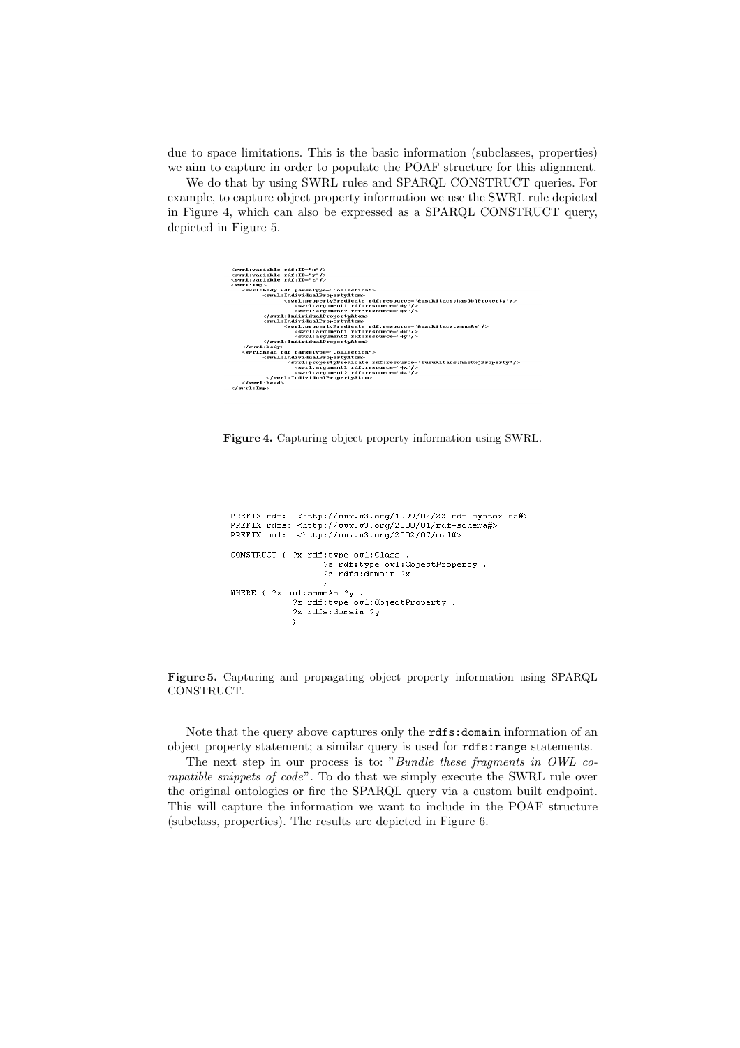due to space limitations. This is the basic information (subclasses, properties) we aim to capture in order to populate the POAF structure for this alignment.

We do that by using SWRL rules and SPARQL CONSTRUCT queries. For example, to capture object property information we use the SWRL rule depicted in Figure 4, which can also be expressed as a SPARQL CONSTRUCT query, depicted in Figure 5.

```
<swrl:variable rdf:ID='x'/>
<swrl:variable rdf:ID='y'/>
<swrl:variable rdf:ID='z'/>
<swrl:Imp>
   <swrl:body rdf:parseType="Collection">
        <swrl:IndividualPropertyAtom>
             <swrl:propertyPredicate rdf:resource="&usukitacs;hasObjProperty"/>
               <swrl:argument1 rdf:resource="#y"/>
               <swrl:argument2 rdf:resource="#z"/>
        </swrl:IndividualPropertyAtom>
        <swrl:IndividualPropertyAtom>
             <swrl:propertyPredicate rdf:resource="&usukitacs;sameAs"/>
               <swrl:argument1 rdf:resource="#x"/>
               <swrl:argument2 rdf:resource="#y"/>
        </swrl:IndividualPropertyAtom>
   </swrl:body>
   <swrl:head rdf:parseType="Collection">
        <swrl:IndividualPropertyAtom>
              <swrl:propertyPredicate rdf:resource="&usukitacs;hasObjProperty"/>
               <swrl:argument1 rdf:resource="#x"/>
               <swrl:argument2 rdf:resource="#z"/>
         </swrl:IndividualPropertyAtom>
   </swrl:head>
</swrl:Imp>
```

**Figure 4.** Capturing object property information using SWRL.

```
PREFIX rdf:  <http://www.w3.org/1999/02/22-rdf-syntax-ns#>
PREFIX rdfs: <http://www.w3.org/2000/01/rdf-schema#>
PREFIX owl:  <http://www.w3.org/2002/07/owl#>

CONSTRUCT { ?x rdf:type owl:Class .
                  ?z rdf:type owl:ObjectProperty .
                  ?z rdfs:domain ?x
                  }
WHERE { ?x owl:sameAs ?y .
            ?z rdf:type owl:ObjectProperty .
            ?z rdfs:domain ?y
            }
```

**Figure 5.** Capturing and propagating object property information using SPARQL CONSTRUCT.

Note that the query above captures only the `rdfs:domain` information of an object property statement; a similar query is used for `rdfs:range` statements.

The next step in our process is to: "*Bundle these fragments in OWL compatible snippets of code*". To do that we simply execute the SWRL rule over the original ontologies or fire the SPARQL query via a custom built endpoint. This will capture the information we want to include in the POAF structure (subclass, properties). The results are depicted in Figure 6.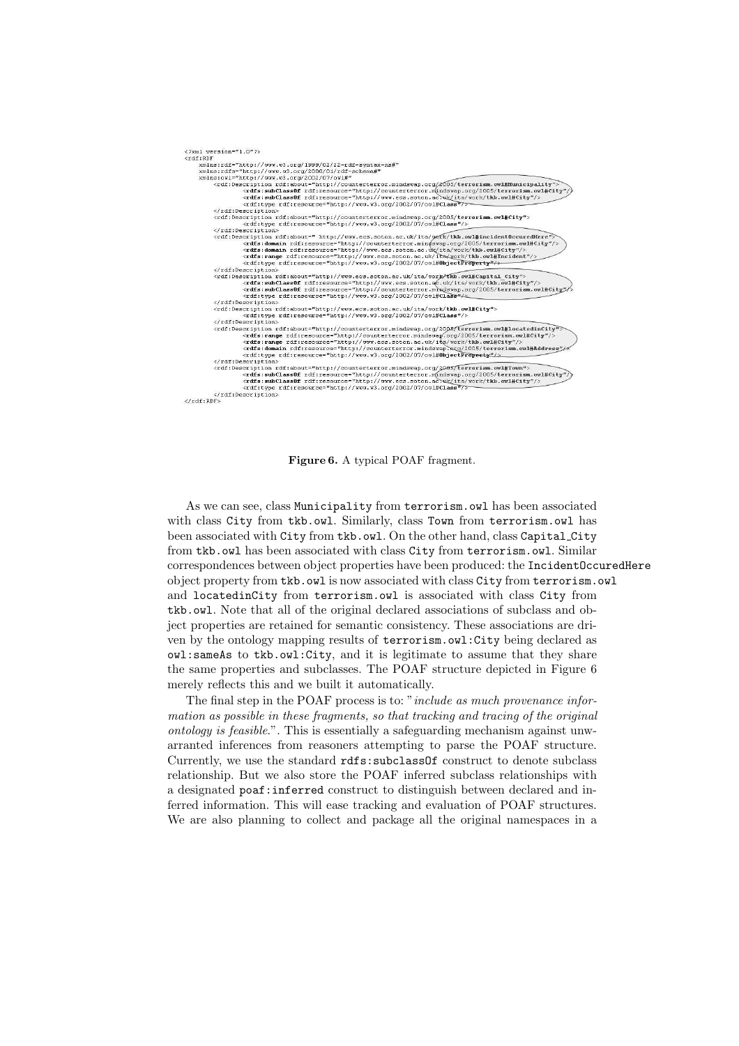```
<?xml version="1.0"?>
<rdf:RDF
    xmlns:rdf="http://www.w3.org/1999/02/22-rdf-syntax-ns#"
    xmlns:rdfs="http://www.w3.org/2000/01/rdf-schema#"
    xmlns:owl="http://www.w3.org/2002/07/owl#"
        <rdf:Description rdf:about="http://counterterror.mindswap.org/2005/terrorism.owl#Municipality">
                <rdfs:subClassOf rdf:resource="http://counterterror.mindswap.org/2005/terrorism.owl#City"/>
                <rdfs:subClassOf rdf:resource="http://www.ecs.soton.ac.uk/ita/work/tkb.owl#City"/>
                <rdf:type rdf:resource="http://www.w3.org/2002/07/owl#Class"/>
        </rdf:Description>
        <rdf:Description rdf:about="http://counterterror.mindswap.org/2005/terrorism.owl#City">
                <rdf:type rdf:resource="http://www.w3.org/2002/07/owl#Class"/>
        </rdf:Description>
        <rdf:Description rdf:about=" http://www.ecs.soton.ac.uk/ita/work/tkb.owl#incidentOccuredHere">
                <rdfs:domain rdf:resource="http://counterterror.mindswap.org/2005/terrorism.owl#City"/>
                <rdfs:domain rdf:resource="http://www.ecs.soton.ac.uk/ita/work/tkb.owl#City"/>
                <rdfs:range rdf:resource="http://www.ecs.soton.ac.uk/ita/work/tkb.owl#Incident"/>
                <rdf:type rdf:resource="http://www.w3.org/2002/07/owl#ObjectProperty"/>
        </rdf:Description>
        <rdf:Description rdf:about="http://www.ecs.soton.ac.uk/ita/work/tkb.owl#Capital_City">
                <rdfs:subClassOf rdf:resource="http://www.ecs.soton.ac.uk/ita/work/tkb.owl#City"/>
                <rdfs:subClassOf rdf:resource="http://counterterror.mindswap.org/2005/terrorism.owl#City"/>
                <rdf:type rdf:resource="http://www.w3.org/2002/07/owl#Class"/>
        </rdf:Description>
        <rdf:Description rdf:about="http://www.ecs.soton.ac.uk/ita/work/tkb.owl#City">
                <rdf:type rdf:resource="http://www.w3.org/2002/07/owl#Class"/>
        </rdf:Description>
        <rdf:Description rdf:about="http://counterterror.mindswap.org/2005/terrorism.owl#locatedinCity">
                <rdfs:range rdf:resource="http://counterterror.mindswap.org/2005/terrorism.owl#City"/>
                <rdfs:range rdf:resource="http://www.ecs.soton.ac.uk/ita/work/tkb.owl#City"/>
                <rdfs:domain rdf:resource="http://counterterror.mindswap.org/2005/terrorism.owl#Address"/>
                <rdf:type rdf:resource="http://www.w3.org/2002/07/owl#ObjectProperty"/>
        </rdf:Description>
        <rdf:Description rdf:about="http://counterterror.mindswap.org/2005/terrorism.owl#Town">
                <rdfs:subClassOf rdf:resource="http://counterterror.mindswap.org/2005/terrorism.owl#City"/>
                <rdfs:subClassOf rdf:resource="http://www.ecs.soton.ac.uk/ita/work/tkb.owl#City"/>
                <rdf:type rdf:resource="http://www.w3.org/2002/07/owl#Class"/>
        </rdf:Description>
</rdf:RDF>
```

**Figure 6.** A typical POAF fragment.

As we can see, class `Municipality` from `terrorism.owl` has been associated with class `City` from `tkb.owl`. Similarly, class `Town` from `terrorism.owl` has been associated with `City` from `tkb.owl`. On the other hand, class `Capital_City` from `tkb.owl` has been associated with class `City` from `terrorism.owl`. Similar correspondences between object properties have been produced: the `IncidentOccuredHere` object property from `tkb.owl` is now associated with class `City` from `terrorism.owl` and `locatedinCity` from `terrorism.owl` is associated with class `City` from `tkb.owl`. Note that all of the original declared associations of subclass and object properties are retained for semantic consistency. These associations are driven by the ontology mapping results of `terrorism.owl:City` being declared as `owl:sameAs` to `tkb.owl:City`, and it is legitimate to assume that they share the same properties and subclasses. The POAF structure depicted in Figure 6 merely reflects this and we built it automatically.

The final step in the POAF process is to: "*include as much provenance information as possible in these fragments, so that tracking and tracing of the original ontology is feasible.*". This is essentially a safeguarding mechanism against unwarranted inferences from reasoners attempting to parse the POAF structure. Currently, we use the standard `rdfs:subclassOf` construct to denote subclass relationship. But we also store the POAF inferred subclass relationships with a designated `poaf:inferred` construct to distinguish between declared and inferred information. This will ease tracking and evaluation of POAF structures. We are also planning to collect and package all the original namespaces in a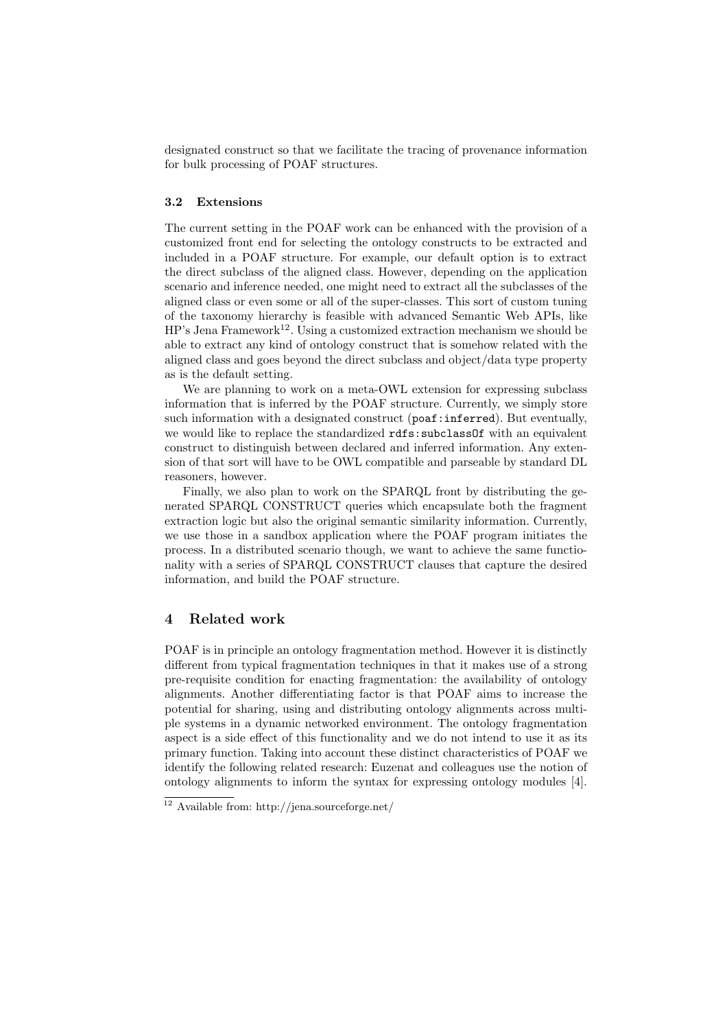designated construct so that we facilitate the tracing of provenance information for bulk processing of POAF structures.

### 3.2 Extensions

The current setting in the POAF work can be enhanced with the provision of a customized front end for selecting the ontology constructs to be extracted and included in a POAF structure. For example, our default option is to extract the direct subclass of the aligned class. However, depending on the application scenario and inference needed, one might need to extract all the subclasses of the aligned class or even some or all of the super-classes. This sort of custom tuning of the taxonomy hierarchy is feasible with advanced Semantic Web APIs, like HP's Jena Framework[12]. Using a customized extraction mechanism we should be able to extract any kind of ontology construct that is somehow related with the aligned class and goes beyond the direct subclass and object/data type property as is the default setting.

We are planning to work on a meta-OWL extension for expressing subclass information that is inferred by the POAF structure. Currently, we simply store such information with a designated construct (`poaf:inferred`). But eventually, we would like to replace the standardized `rdfs:subclassOf` with an equivalent construct to distinguish between declared and inferred information. Any extension of that sort will have to be OWL compatible and parseable by standard DL reasoners, however.

Finally, we also plan to work on the SPARQL front by distributing the generated SPARQL CONSTRUCT queries which encapsulate both the fragment extraction logic but also the original semantic similarity information. Currently, we use those in a sandbox application where the POAF program initiates the process. In a distributed scenario though, we want to achieve the same functionality with a series of SPARQL CONSTRUCT clauses that capture the desired information, and build the POAF structure.

## 4 Related work

POAF is in principle an ontology fragmentation method. However it is distinctly different from typical fragmentation techniques in that it makes use of a strong pre-requisite condition for enacting fragmentation: the availability of ontology alignments. Another differentiating factor is that POAF aims to increase the potential for sharing, using and distributing ontology alignments across multiple systems in a dynamic networked environment. The ontology fragmentation aspect is a side effect of this functionality and we do not intend to use it as its primary function. Taking into account these distinct characteristics of POAF we identify the following related research: Euzenat and colleagues use the notion of ontology alignments to inform the syntax for expressing ontology modules [4].

[12] Available from: http://jena.sourceforge.net/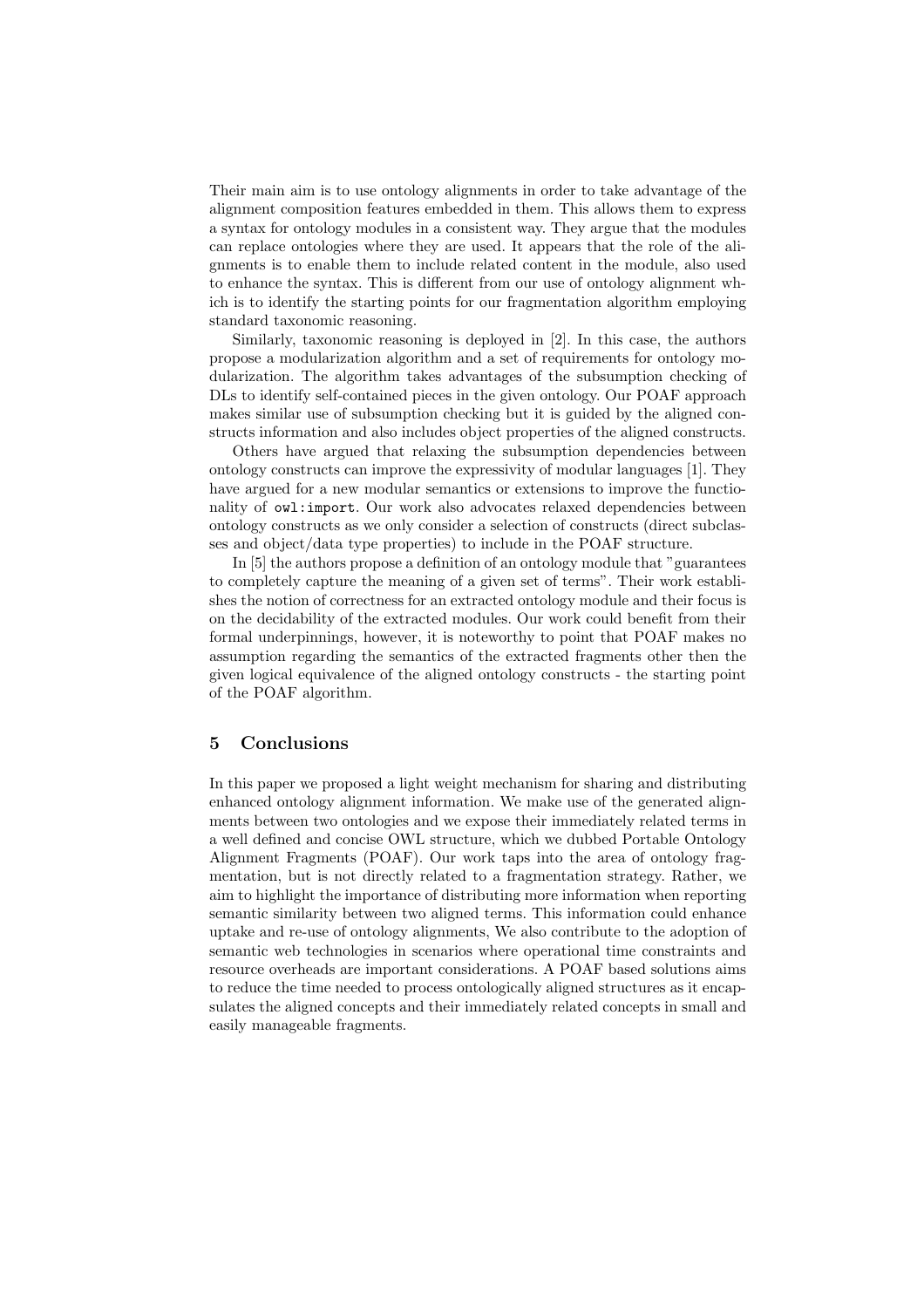Their main aim is to use ontology alignments in order to take advantage of the alignment composition features embedded in them. This allows them to express a syntax for ontology modules in a consistent way. They argue that the modules can replace ontologies where they are used. It appears that the role of the alignments is to enable them to include related content in the module, also used to enhance the syntax. This is different from our use of ontology alignment which is to identify the starting points for our fragmentation algorithm employing standard taxonomic reasoning.

Similarly, taxonomic reasoning is deployed in [2]. In this case, the authors propose a modularization algorithm and a set of requirements for ontology modularization. The algorithm takes advantages of the subsumption checking of DLs to identify self-contained pieces in the given ontology. Our POAF approach makes similar use of subsumption checking but it is guided by the aligned constructs information and also includes object properties of the aligned constructs.

Others have argued that relaxing the subsumption dependencies between ontology constructs can improve the expressivity of modular languages [1]. They have argued for a new modular semantics or extensions to improve the functionality of `owl:import`. Our work also advocates relaxed dependencies between ontology constructs as we only consider a selection of constructs (direct subclasses and object/data type properties) to include in the POAF structure.

In [5] the authors propose a definition of an ontology module that "guarantees to completely capture the meaning of a given set of terms". Their work establishes the notion of correctness for an extracted ontology module and their focus is on the decidability of the extracted modules. Our work could benefit from their formal underpinnings, however, it is noteworthy to point that POAF makes no assumption regarding the semantics of the extracted fragments other then the given logical equivalence of the aligned ontology constructs - the starting point of the POAF algorithm.

## 5 Conclusions

In this paper we proposed a light weight mechanism for sharing and distributing enhanced ontology alignment information. We make use of the generated alignments between two ontologies and we expose their immediately related terms in a well defined and concise OWL structure, which we dubbed Portable Ontology Alignment Fragments (POAF). Our work taps into the area of ontology fragmentation, but is not directly related to a fragmentation strategy. Rather, we aim to highlight the importance of distributing more information when reporting semantic similarity between two aligned terms. This information could enhance uptake and re-use of ontology alignments, We also contribute to the adoption of semantic web technologies in scenarios where operational time constraints and resource overheads are important considerations. A POAF based solutions aims to reduce the time needed to process ontologically aligned structures as it encapsulates the aligned concepts and their immediately related concepts in small and easily manageable fragments.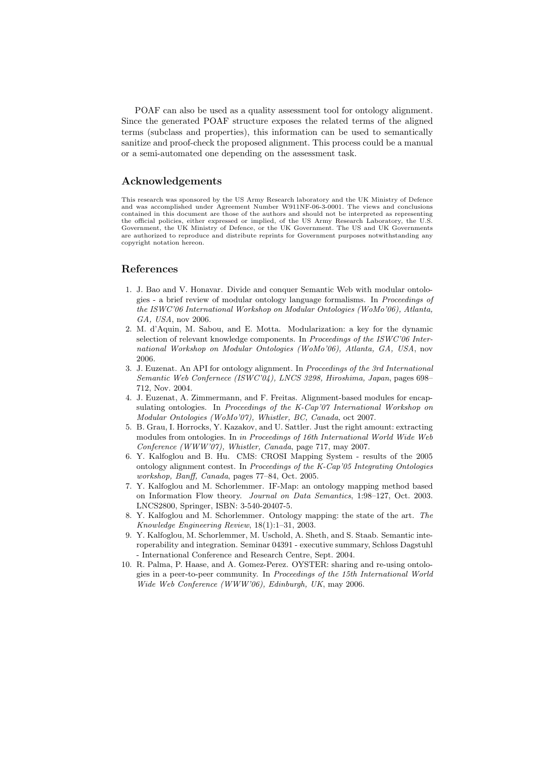POAF can also be used as a quality assessment tool for ontology alignment. Since the generated POAF structure exposes the related terms of the aligned terms (subclass and properties), this information can be used to semantically sanitize and proof-check the proposed alignment. This process could be a manual or a semi-automated one depending on the assessment task.

## Acknowledgements

This research was sponsored by the US Army Research laboratory and the UK Ministry of Defence and was accomplished under Agreement Number W911NF-06-3-0001. The views and conclusions contained in this document are those of the authors and should not be interpreted as representing the official policies, either expressed or implied, of the US Army Research Laboratory, the U.S. Government, the UK Ministry of Defence, or the UK Government. The US and UK Governments are authorized to reproduce and distribute reprints for Government purposes notwithstanding any copyright notation hereon.

## References

1. J. Bao and V. Honavar. Divide and conquer Semantic Web with modular ontologies - a brief review of modular ontology language formalisms. In *Proceedings of the ISWC'06 International Workshop on Modular Ontologies (WoMo'06), Atlanta, GA, USA*, nov 2006.
2. M. d'Aquin, M. Sabou, and E. Motta. Modularization: a key for the dynamic selection of relevant knowledge components. In *Proceedings of the ISWC'06 International Workshop on Modular Ontologies (WoMo'06), Atlanta, GA, USA*, nov 2006.
3. J. Euzenat. An API for ontology alignment. In *Proceedings of the 3rd International Semantic Web Confernece (ISWC'04), LNCS 3298, Hiroshima, Japan*, pages 698–712, Nov. 2004.
4. J. Euzenat, A. Zimmermann, and F. Freitas. Alignment-based modules for encapsulating ontologies. In *Proceedings of the K-Cap'07 International Workshop on Modular Ontologies (WoMo'07), Whistler, BC, Canada*, oct 2007.
5. B. Grau, I. Horrocks, Y. Kazakov, and U. Sattler. Just the right amount: extracting modules from ontologies. In *in Proceedings of 16th International World Wide Web Conference (WWW'07), Whistler, Canada*, page 717, may 2007.
6. Y. Kalfoglou and B. Hu. CMS: CROSI Mapping System - results of the 2005 ontology alignment contest. In *Proceedings of the K-Cap'05 Integrating Ontologies workshop, Banff, Canada*, pages 77–84, Oct. 2005.
7. Y. Kalfoglou and M. Schorlemmer. IF-Map: an ontology mapping method based on Information Flow theory. *Journal on Data Semantics*, 1:98–127, Oct. 2003. LNCS2800, Springer, ISBN: 3-540-20407-5.
8. Y. Kalfoglou and M. Schorlemmer. Ontology mapping: the state of the art. *The Knowledge Engineering Review*, 18(1):1–31, 2003.
9. Y. Kalfoglou, M. Schorlemmer, M. Uschold, A. Sheth, and S. Staab. Semantic interoperability and integration. Seminar 04391 - executive summary, Schloss Dagstuhl - International Conference and Research Centre, Sept. 2004.
10. R. Palma, P. Haase, and A. Gomez-Perez. OYSTER: sharing and re-using ontologies in a peer-to-peer community. In *Proceedings of the 15th International World Wide Web Conference (WWW'06), Edinburgh, UK*, may 2006.